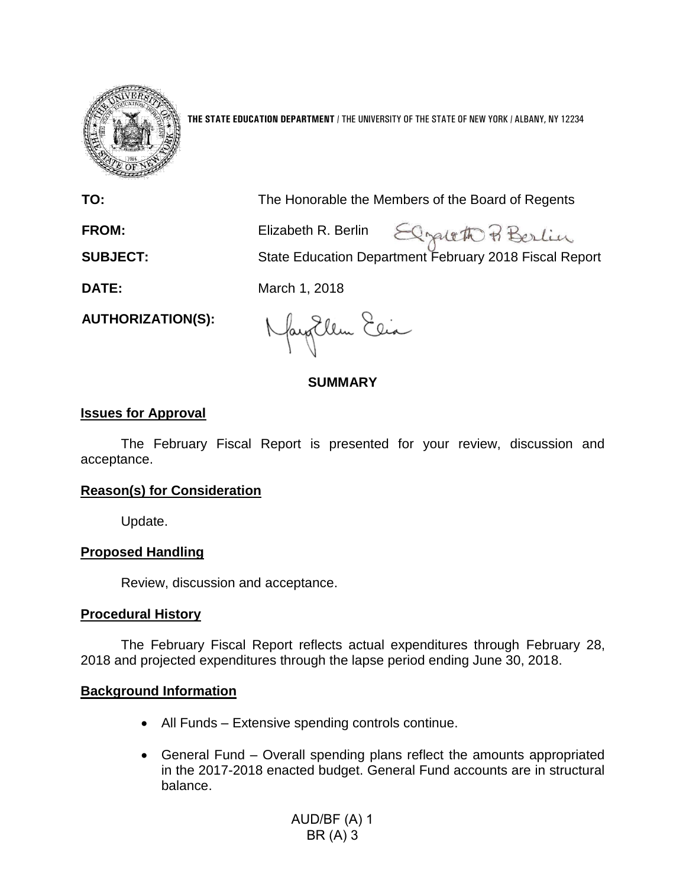**THE STATE EDUCATION DEPARTMENT** / THE UNIVERSITY OF THE STATE OF NEW YORK / ALBANY, NY 12234

**TO:** The Honorable the Members of the Board of Regents

**FROM:** Elizabeth R. Berlin

**SUBJECT:** State Education Department February 2018 Fiscal Report

**DATE:** March 1, 2018

**AUTHORIZATION(S):**

## SUMMARY

**Issues for Approval**

The February Fiscal Report is presented for your review, discussion and acceptance.

**Reason(s) for Consideration**

Update.

**Proposed Handling**

Review, discussion and acceptance.

**Procedural History**

The February Fiscal Report reflects actual expenditures through February 28, 2018 and projected expenditures through the lapse period ending June 30, 2018.

**Background Information**

- All Funds – Extensive spending controls continue.
- General Fund – Overall spending plans reflect the amounts appropriated in the 2017-2018 enacted budget. General Fund accounts are in structural balance.

AUD/BF (A) 1
BR (A) 3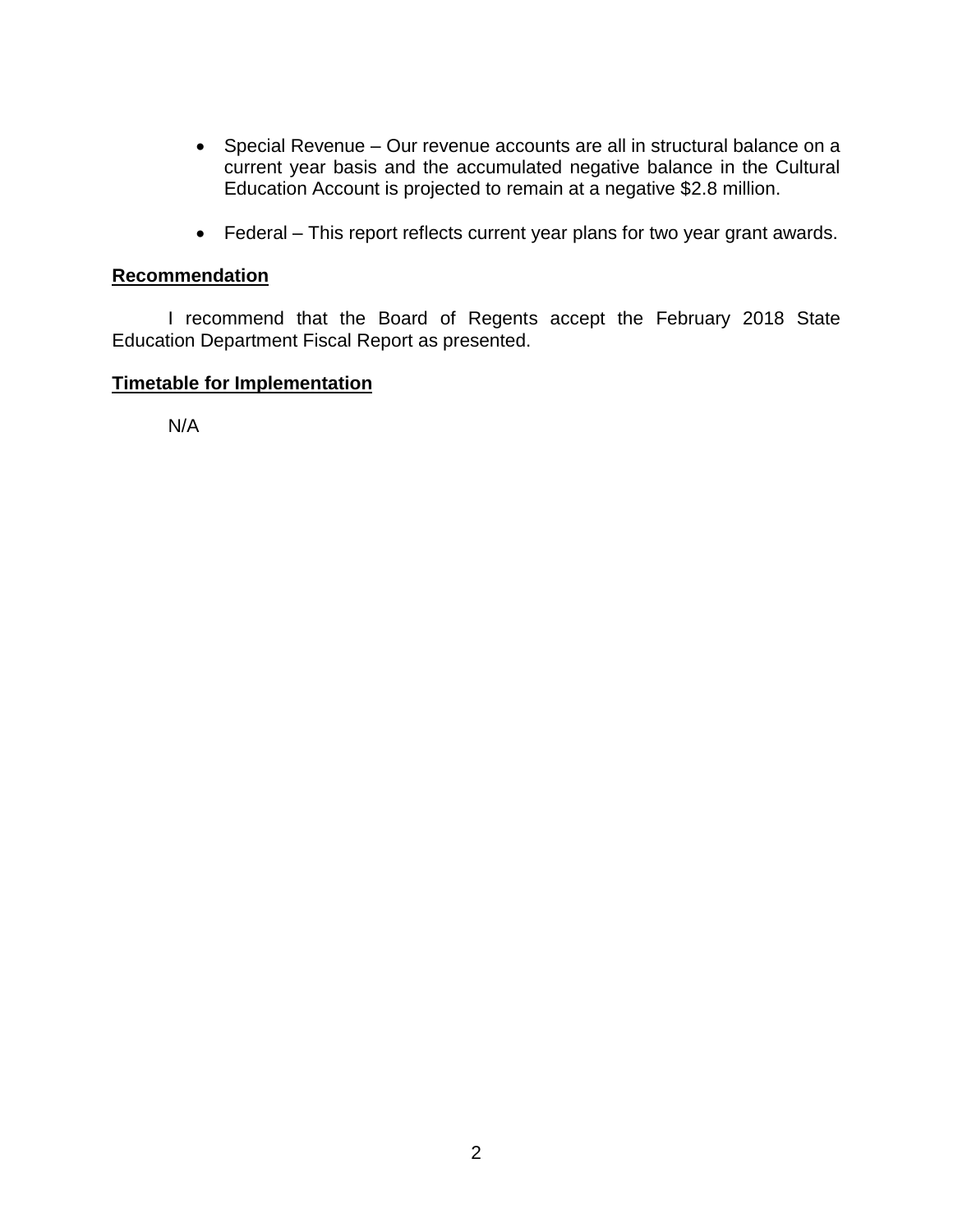- Special Revenue – Our revenue accounts are all in structural balance on a current year basis and the accumulated negative balance in the Cultural Education Account is projected to remain at a negative $2.8 million.

- Federal – This report reflects current year plans for two year grant awards.

**Recommendation**

I recommend that the Board of Regents accept the February 2018 State Education Department Fiscal Report as presented.

**Timetable for Implementation**

N/A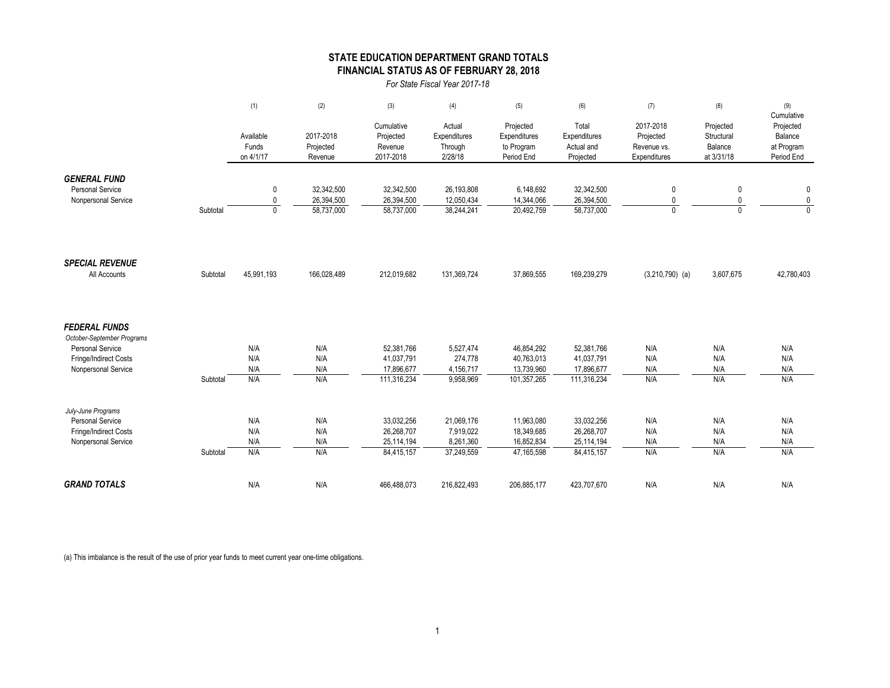# STATE EDUCATION DEPARTMENT GRAND TOTALS
## FINANCIAL STATUS AS OF FEBRUARY 28, 2018

*For State Fiscal Year 2017-18*

| | | (1) Available Funds on 4/1/17 | (2) 2017-2018 Projected Revenue | (3) Cumulative Projected Revenue 2017-2018 | (4) Actual Expenditures Through 2/28/18 | (5) Projected Expenditures to Program Period End | (6) Total Expenditures Actual and Projected | (7) 2017-2018 Projected Revenue vs. Expenditures | (8) Projected Structural Balance at 3/31/18 | (9) Cumulative Projected Balance at Program Period End |
|---|---|---|---|---|---|---|---|---|---|---|
| ***GENERAL FUND*** | | | | | | | | | | |
| Personal Service | | 0 | 32,342,500 | 32,342,500 | 26,193,808 | 6,148,692 | 32,342,500 | 0 | 0 | 0 |
| Nonpersonal Service | | 0 | 26,394,500 | 26,394,500 | 12,050,434 | 14,344,066 | 26,394,500 | 0 | 0 | 0 |
| | Subtotal | 0 | 58,737,000 | 58,737,000 | 38,244,241 | 20,492,759 | 58,737,000 | 0 | 0 | 0 |
| ***SPECIAL REVENUE*** | | | | | | | | | | |
| All Accounts | Subtotal | 45,991,193 | 166,028,489 | 212,019,682 | 131,369,724 | 37,869,555 | 169,239,279 | (3,210,790) (a) | 3,607,675 | 42,780,403 |
| ***FEDERAL FUNDS*** | | | | | | | | | | |
| *October-September Programs* | | | | | | | | | | |
| Personal Service | | N/A | N/A | 52,381,766 | 5,527,474 | 46,854,292 | 52,381,766 | N/A | N/A | N/A |
| Fringe/Indirect Costs | | N/A | N/A | 41,037,791 | 274,778 | 40,763,013 | 41,037,791 | N/A | N/A | N/A |
| Nonpersonal Service | | N/A | N/A | 17,896,677 | 4,156,717 | 13,739,960 | 17,896,677 | N/A | N/A | N/A |
| | Subtotal | N/A | N/A | 111,316,234 | 9,958,969 | 101,357,265 | 111,316,234 | N/A | N/A | N/A |
| *July-June Programs* | | | | | | | | | | |
| Personal Service | | N/A | N/A | 33,032,256 | 21,069,176 | 11,963,080 | 33,032,256 | N/A | N/A | N/A |
| Fringe/Indirect Costs | | N/A | N/A | 26,268,707 | 7,919,022 | 18,349,685 | 26,268,707 | N/A | N/A | N/A |
| Nonpersonal Service | | N/A | N/A | 25,114,194 | 8,261,360 | 16,852,834 | 25,114,194 | N/A | N/A | N/A |
| | Subtotal | N/A | N/A | 84,415,157 | 37,249,559 | 47,165,598 | 84,415,157 | N/A | N/A | N/A |
| ***GRAND TOTALS*** | | N/A | N/A | 466,488,073 | 216,822,493 | 206,885,177 | 423,707,670 | N/A | N/A | N/A |

(a) This imbalance is the result of the use of prior year funds to meet current year one-time obligations.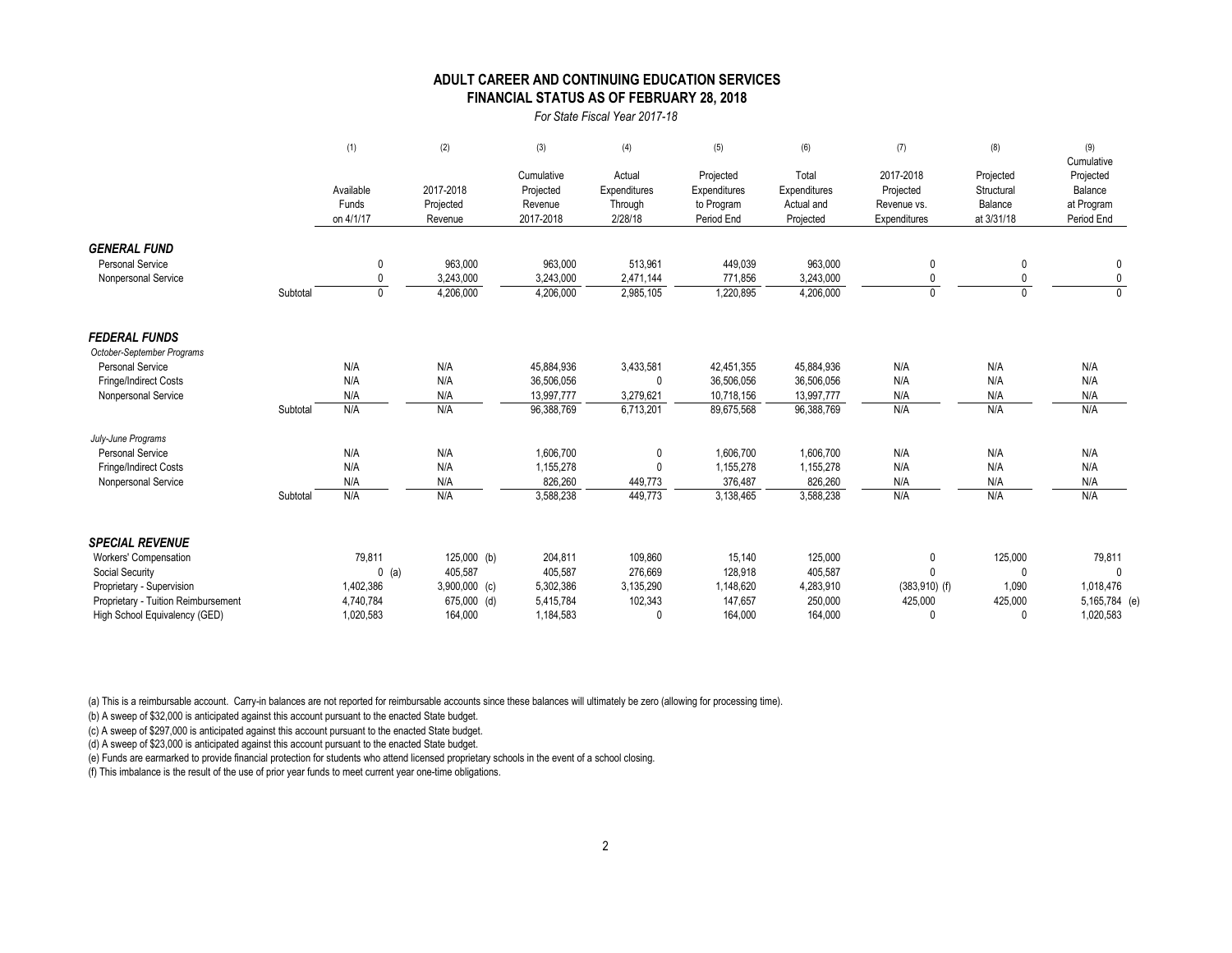## ADULT CAREER AND CONTINUING EDUCATION SERVICES
## FINANCIAL STATUS AS OF FEBRUARY 28, 2018

*For State Fiscal Year 2017-18*

| | | (1) Available Funds on 4/1/17 | (2) 2017-2018 Projected Revenue | (3) Cumulative Projected Revenue 2017-2018 | (4) Actual Expenditures Through 2/28/18 | (5) Projected Expenditures to Program Period End | (6) Total Expenditures Actual and Projected | (7) 2017-2018 Projected Revenue vs. Expenditures | (8) Projected Structural Balance at 3/31/18 | (9) Cumulative Projected Balance at Program Period End |
|---|---|---|---|---|---|---|---|---|---|---|
| ***GENERAL FUND*** | | | | | | | | | | |
| Personal Service | | 0 | 963,000 | 963,000 | 513,961 | 449,039 | 963,000 | 0 | 0 | 0 |
| Nonpersonal Service | | 0 | 3,243,000 | 3,243,000 | 2,471,144 | 771,856 | 3,243,000 | 0 | 0 | 0 |
| | Subtotal | 0 | 4,206,000 | 4,206,000 | 2,985,105 | 1,220,895 | 4,206,000 | 0 | 0 | 0 |
| ***FEDERAL FUNDS*** | | | | | | | | | | |
| *October-September Programs* | | | | | | | | | | |
| Personal Service | | N/A | N/A | 45,884,936 | 3,433,581 | 42,451,355 | 45,884,936 | N/A | N/A | N/A |
| Fringe/Indirect Costs | | N/A | N/A | 36,506,056 | 0 | 36,506,056 | 36,506,056 | N/A | N/A | N/A |
| Nonpersonal Service | | N/A | N/A | 13,997,777 | 3,279,621 | 10,718,156 | 13,997,777 | N/A | N/A | N/A |
| | Subtotal | N/A | N/A | 96,388,769 | 6,713,201 | 89,675,568 | 96,388,769 | N/A | N/A | N/A |
| *July-June Programs* | | | | | | | | | | |
| Personal Service | | N/A | N/A | 1,606,700 | 0 | 1,606,700 | 1,606,700 | N/A | N/A | N/A |
| Fringe/Indirect Costs | | N/A | N/A | 1,155,278 | 0 | 1,155,278 | 1,155,278 | N/A | N/A | N/A |
| Nonpersonal Service | | N/A | N/A | 826,260 | 449,773 | 376,487 | 826,260 | N/A | N/A | N/A |
| | Subtotal | N/A | N/A | 3,588,238 | 449,773 | 3,138,465 | 3,588,238 | N/A | N/A | N/A |
| ***SPECIAL REVENUE*** | | | | | | | | | | |
| Workers' Compensation | | 79,811 | 125,000 (b) | 204,811 | 109,860 | 15,140 | 125,000 | 0 | 125,000 | 79,811 |
| Social Security | | 0 (a) | 405,587 | 405,587 | 276,669 | 128,918 | 405,587 | 0 | 0 | 0 |
| Proprietary - Supervision | | 1,402,386 | 3,900,000 (c) | 5,302,386 | 3,135,290 | 1,148,620 | 4,283,910 | (383,910) (f) | 1,090 | 1,018,476 |
| Proprietary - Tuition Reimbursement | | 4,740,784 | 675,000 (d) | 5,415,784 | 102,343 | 147,657 | 250,000 | 425,000 | 425,000 | 5,165,784 (e) |
| High School Equivalency (GED) | | 1,020,583 | 164,000 | 1,184,583 | 0 | 164,000 | 164,000 | 0 | 0 | 1,020,583 |

(a) This is a reimbursable account. Carry-in balances are not reported for reimbursable accounts since these balances will ultimately be zero (allowing for processing time).

(b) A sweep of $32,000 is anticipated against this account pursuant to the enacted State budget.

(c) A sweep of $297,000 is anticipated against this account pursuant to the enacted State budget.

(d) A sweep of $23,000 is anticipated against this account pursuant to the enacted State budget.

(e) Funds are earmarked to provide financial protection for students who attend licensed proprietary schools in the event of a school closing.

(f) This imbalance is the result of the use of prior year funds to meet current year one-time obligations.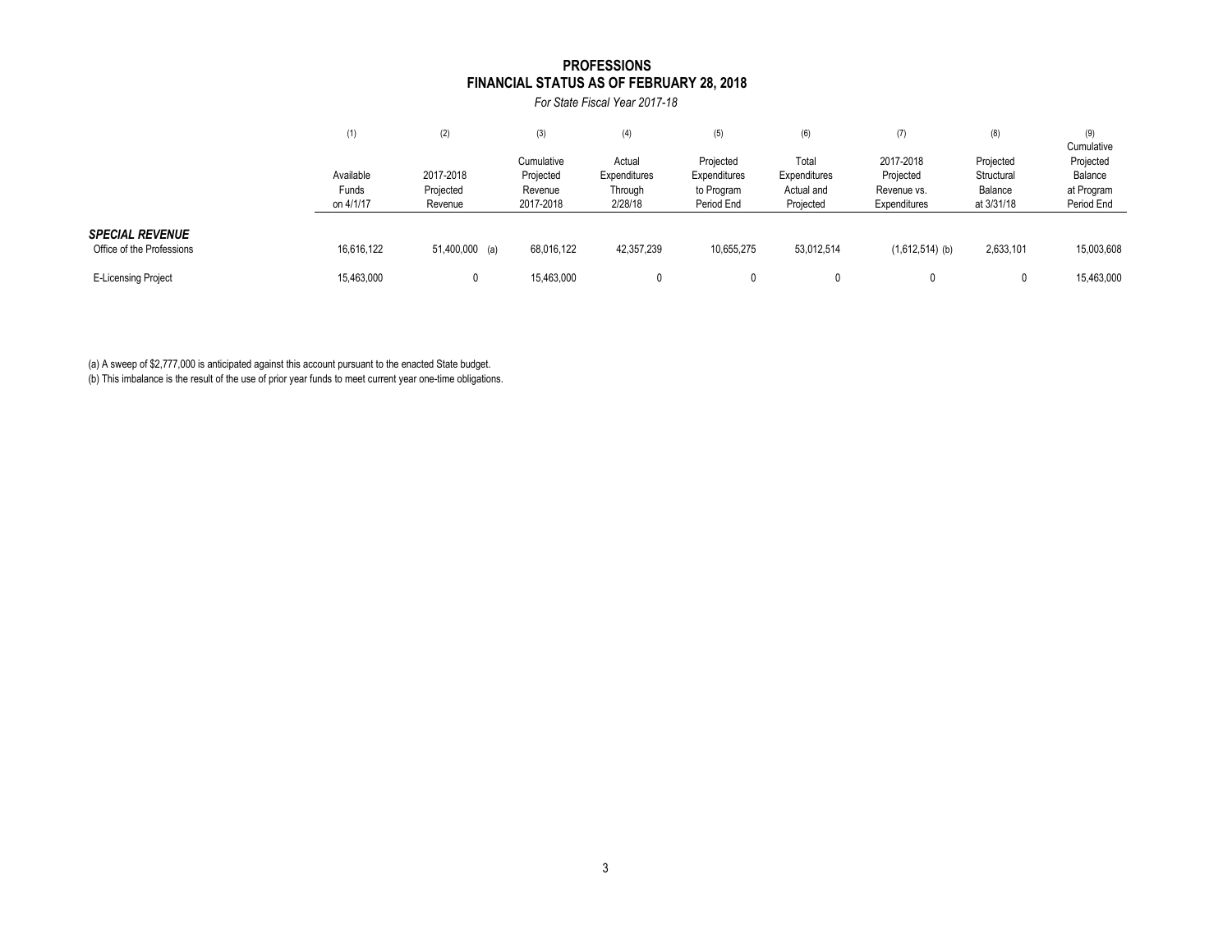# PROFESSIONS
## FINANCIAL STATUS AS OF FEBRUARY 28, 2018

*For State Fiscal Year 2017-18*

| | (1) | (2) | (3) | (4) | (5) | (6) | (7) | (8) | (9) |
|---|---|---|---|---|---|---|---|---|---|
| | Available Funds on 4/1/17 | 2017-2018 Projected Revenue | Cumulative Projected Revenue 2017-2018 | Actual Expenditures Through 2/28/18 | Projected Expenditures to Program Period End | Total Expenditures Actual and Projected | 2017-2018 Projected Revenue vs. Expenditures | Projected Structural Balance at 3/31/18 | Cumulative Projected Balance at Program Period End |
| ***SPECIAL REVENUE*** | | | | | | | | | |
| Office of the Professions | 16,616,122 | 51,400,000 (a) | 68,016,122 | 42,357,239 | 10,655,275 | 53,012,514 | (1,612,514) (b) | 2,633,101 | 15,003,608 |
| E-Licensing Project | 15,463,000 | 0 | 15,463,000 | 0 | 0 | 0 | 0 | 0 | 15,463,000 |

(a) A sweep of $2,777,000 is anticipated against this account pursuant to the enacted State budget.
(b) This imbalance is the result of the use of prior year funds to meet current year one-time obligations.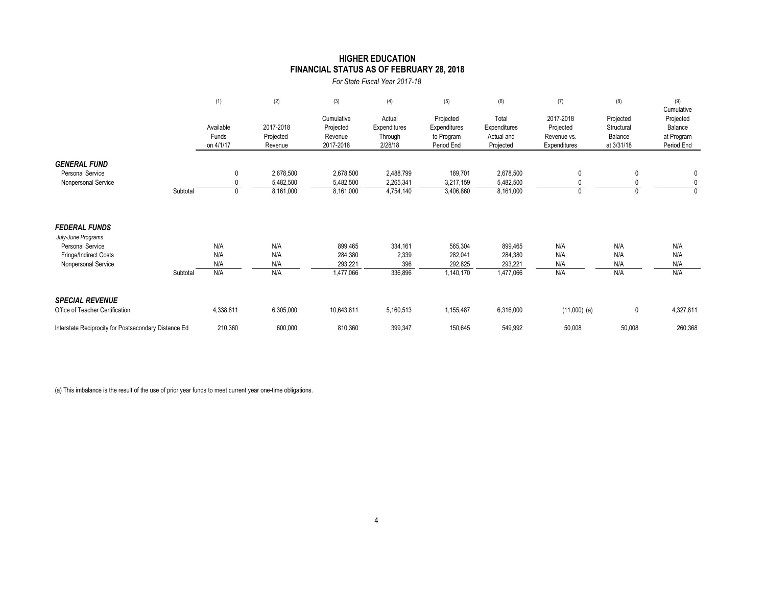## HIGHER EDUCATION
## FINANCIAL STATUS AS OF FEBRUARY 28, 2018

*For State Fiscal Year 2017-18*

| | (1) | (2) | (3) | (4) | (5) | (6) | (7) | (8) | (9) |
|---|---|---|---|---|---|---|---|---|---|
| | Available Funds on 4/1/17 | 2017-2018 Projected Revenue | Cumulative Projected Revenue 2017-2018 | Actual Expenditures Through 2/28/18 | Projected Expenditures to Program Period End | Total Expenditures Actual and Projected | 2017-2018 Projected Revenue vs. Expenditures | Projected Structural Balance at 3/31/18 | Cumulative Projected Balance at Program Period End |
| ***GENERAL FUND*** | | | | | | | | | |
| Personal Service | 0 | 2,678,500 | 2,678,500 | 2,488,799 | 189,701 | 2,678,500 | 0 | 0 | 0 |
| Nonpersonal Service | 0 | 5,482,500 | 5,482,500 | 2,265,341 | 3,217,159 | 5,482,500 | 0 | 0 | 0 |
| Subtotal | 0 | 8,161,000 | 8,161,000 | 4,754,140 | 3,406,860 | 8,161,000 | 0 | 0 | 0 |
| ***FEDERAL FUNDS*** | | | | | | | | | |
| *July-June Programs* | | | | | | | | | |
| Personal Service | N/A | N/A | 899,465 | 334,161 | 565,304 | 899,465 | N/A | N/A | N/A |
| Fringe/Indirect Costs | N/A | N/A | 284,380 | 2,339 | 282,041 | 284,380 | N/A | N/A | N/A |
| Nonpersonal Service | N/A | N/A | 293,221 | 396 | 292,825 | 293,221 | N/A | N/A | N/A |
| Subtotal | N/A | N/A | 1,477,066 | 336,896 | 1,140,170 | 1,477,066 | N/A | N/A | N/A |
| ***SPECIAL REVENUE*** | | | | | | | | | |
| Office of Teacher Certification | 4,338,811 | 6,305,000 | 10,643,811 | 5,160,513 | 1,155,487 | 6,316,000 | (11,000) (a) | 0 | 4,327,811 |
| Interstate Reciprocity for Postsecondary Distance Ed | 210,360 | 600,000 | 810,360 | 399,347 | 150,645 | 549,992 | 50,008 | 50,008 | 260,368 |

(a) This imbalance is the result of the use of prior year funds to meet current year one-time obligations.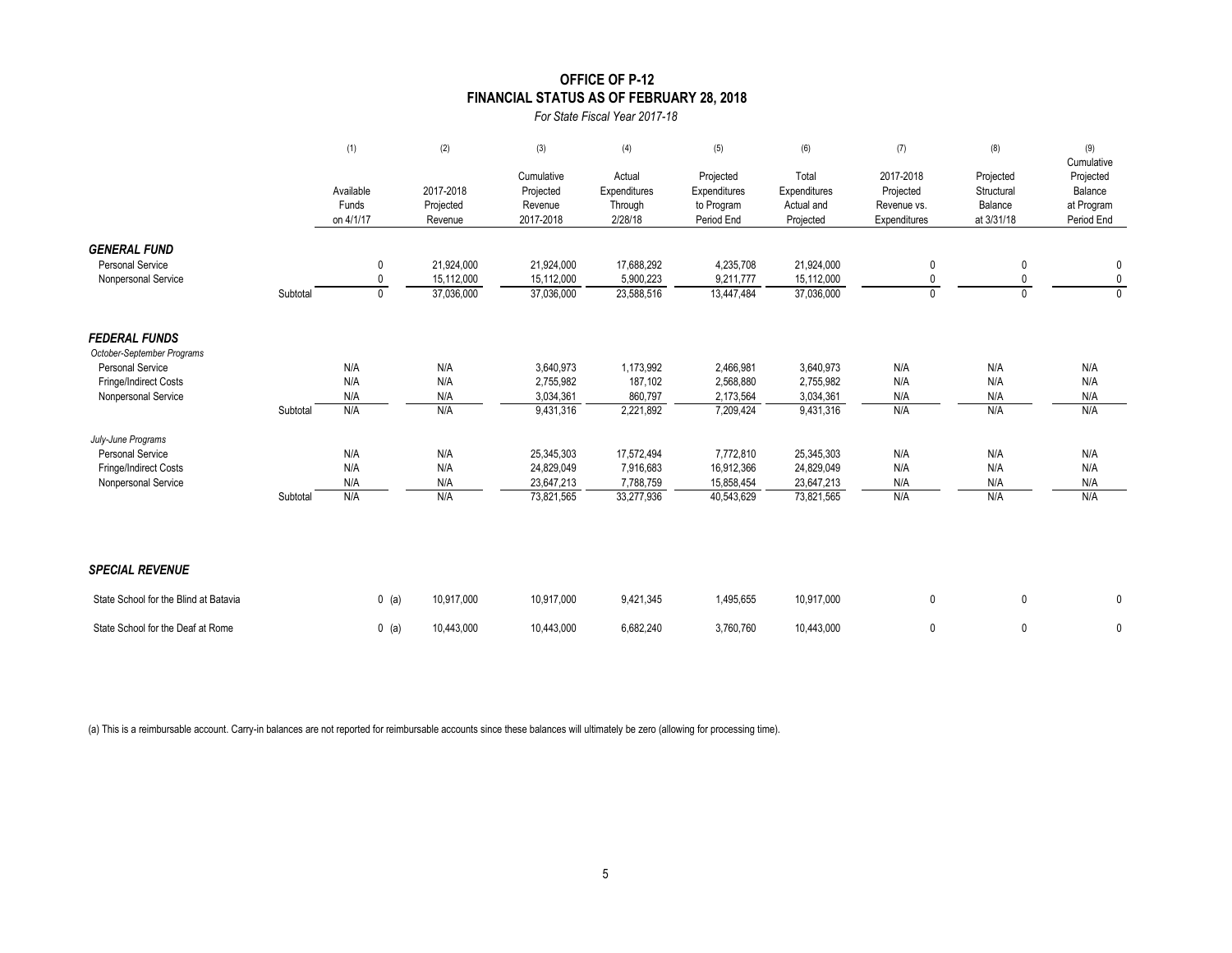# OFFICE OF P-12
## FINANCIAL STATUS AS OF FEBRUARY 28, 2018
*For State Fiscal Year 2017-18*

| | | (1) Available Funds on 4/1/17 | (2) 2017-2018 Projected Revenue | (3) Cumulative Projected Revenue 2017-2018 | (4) Actual Expenditures Through 2/28/18 | (5) Projected Expenditures to Program Period End | (6) Total Expenditures Actual and Projected | (7) 2017-2018 Projected Revenue vs. Expenditures | (8) Projected Structural Balance at 3/31/18 | (9) Cumulative Projected Balance at Program Period End |
|---|---|---|---|---|---|---|---|---|---|---|
| ***GENERAL FUND*** | | | | | | | | | | |
| Personal Service | | 0 | 21,924,000 | 21,924,000 | 17,688,292 | 4,235,708 | 21,924,000 | 0 | 0 | 0 |
| Nonpersonal Service | | 0 | 15,112,000 | 15,112,000 | 5,900,223 | 9,211,777 | 15,112,000 | 0 | 0 | 0 |
| | Subtotal | 0 | 37,036,000 | 37,036,000 | 23,588,516 | 13,447,484 | 37,036,000 | 0 | 0 | 0 |
| ***FEDERAL FUNDS*** | | | | | | | | | | |
| *October-September Programs* | | | | | | | | | | |
| Personal Service | | N/A | N/A | 3,640,973 | 1,173,992 | 2,466,981 | 3,640,973 | N/A | N/A | N/A |
| Fringe/Indirect Costs | | N/A | N/A | 2,755,982 | 187,102 | 2,568,880 | 2,755,982 | N/A | N/A | N/A |
| Nonpersonal Service | | N/A | N/A | 3,034,361 | 860,797 | 2,173,564 | 3,034,361 | N/A | N/A | N/A |
| | Subtotal | N/A | N/A | 9,431,316 | 2,221,892 | 7,209,424 | 9,431,316 | N/A | N/A | N/A |
| *July-June Programs* | | | | | | | | | | |
| Personal Service | | N/A | N/A | 25,345,303 | 17,572,494 | 7,772,810 | 25,345,303 | N/A | N/A | N/A |
| Fringe/Indirect Costs | | N/A | N/A | 24,829,049 | 7,916,683 | 16,912,366 | 24,829,049 | N/A | N/A | N/A |
| Nonpersonal Service | | N/A | N/A | 23,647,213 | 7,788,759 | 15,858,454 | 23,647,213 | N/A | N/A | N/A |
| | Subtotal | N/A | N/A | 73,821,565 | 33,277,936 | 40,543,629 | 73,821,565 | N/A | N/A | N/A |
| ***SPECIAL REVENUE*** | | | | | | | | | | |
| State School for the Blind at Batavia | | 0 (a) | 10,917,000 | 10,917,000 | 9,421,345 | 1,495,655 | 10,917,000 | 0 | 0 | 0 |
| State School for the Deaf at Rome | | 0 (a) | 10,443,000 | 10,443,000 | 6,682,240 | 3,760,760 | 10,443,000 | 0 | 0 | 0 |

(a) This is a reimbursable account. Carry-in balances are not reported for reimbursable accounts since these balances will ultimately be zero (allowing for processing time).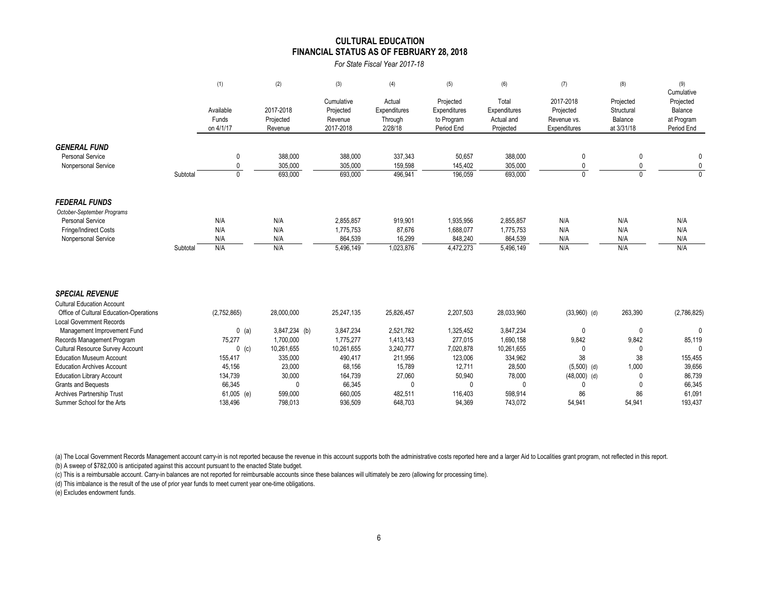# CULTURAL EDUCATION
## FINANCIAL STATUS AS OF FEBRUARY 28, 2018

*For State Fiscal Year 2017-18*

| | (1) Available Funds on 4/1/17 | (2) 2017-2018 Projected Revenue | (3) Cumulative Projected Revenue 2017-2018 | (4) Actual Expenditures Through 2/28/18 | (5) Projected Expenditures to Program Period End | (6) Total Expenditures Actual and Projected | (7) 2017-2018 Projected Revenue vs. Expenditures | (8) Projected Structural Balance at 3/31/18 | (9) Cumulative Projected Balance at Program Period End |
|---|---|---|---|---|---|---|---|---|---|
| ***GENERAL FUND*** | | | | | | | | | |
| Personal Service | 0 | 388,000 | 388,000 | 337,343 | 50,657 | 388,000 | 0 | 0 | 0 |
| Nonpersonal Service | 0 | 305,000 | 305,000 | 159,598 | 145,402 | 305,000 | 0 | 0 | 0 |
| Subtotal | 0 | 693,000 | 693,000 | 496,941 | 196,059 | 693,000 | 0 | 0 | 0 |
| ***FEDERAL FUNDS*** | | | | | | | | | |
| *October-September Programs* | | | | | | | | | |
| Personal Service | N/A | N/A | 2,855,857 | 919,901 | 1,935,956 | 2,855,857 | N/A | N/A | N/A |
| Fringe/Indirect Costs | N/A | N/A | 1,775,753 | 87,676 | 1,688,077 | 1,775,753 | N/A | N/A | N/A |
| Nonpersonal Service | N/A | N/A | 864,539 | 16,299 | 848,240 | 864,539 | N/A | N/A | N/A |
| Subtotal | N/A | N/A | 5,496,149 | 1,023,876 | 4,472,273 | 5,496,149 | N/A | N/A | N/A |
| ***SPECIAL REVENUE*** | | | | | | | | | |
| Cultural Education Account | | | | | | | | | |
| Office of Cultural Education-Operations | (2,752,865) | 28,000,000 | 25,247,135 | 25,826,457 | 2,207,503 | 28,033,960 | (33,960) (d) | 263,390 | (2,786,825) |
| Local Government Records | | | | | | | | | |
| Management Improvement Fund | 0 (a) | 3,847,234 (b) | 3,847,234 | 2,521,782 | 1,325,452 | 3,847,234 | 0 | 0 | 0 |
| Records Management Program | 75,277 | 1,700,000 | 1,775,277 | 1,413,143 | 277,015 | 1,690,158 | 9,842 | 9,842 | 85,119 |
| Cultural Resource Survey Account | 0 (c) | 10,261,655 | 10,261,655 | 3,240,777 | 7,020,878 | 10,261,655 | 0 | 0 | 0 |
| Education Museum Account | 155,417 | 335,000 | 490,417 | 211,956 | 123,006 | 334,962 | 38 | 38 | 155,455 |
| Education Archives Account | 45,156 | 23,000 | 68,156 | 15,789 | 12,711 | 28,500 | (5,500) (d) | 1,000 | 39,656 |
| Education Library Account | 134,739 | 30,000 | 164,739 | 27,060 | 50,940 | 78,000 | (48,000) (d) | 0 | 86,739 |
| Grants and Bequests | 66,345 | 0 | 66,345 | 0 | 0 | 0 | 0 | 0 | 66,345 |
| Archives Partnership Trust | 61,005 (e) | 599,000 | 660,005 | 482,511 | 116,403 | 598,914 | 86 | 86 | 61,091 |
| Summer School for the Arts | 138,496 | 798,013 | 936,509 | 648,703 | 94,369 | 743,072 | 54,941 | 54,941 | 193,437 |

(a) The Local Government Records Management account carry-in is not reported because the revenue in this account supports both the administrative costs reported here and a larger Aid to Localities grant program, not reflected in this report.

(b) A sweep of $782,000 is anticipated against this account pursuant to the enacted State budget.

(c) This is a reimbursable account. Carry-in balances are not reported for reimbursable accounts since these balances will ultimately be zero (allowing for processing time).

(d) This imbalance is the result of the use of prior year funds to meet current year one-time obligations.

(e) Excludes endowment funds.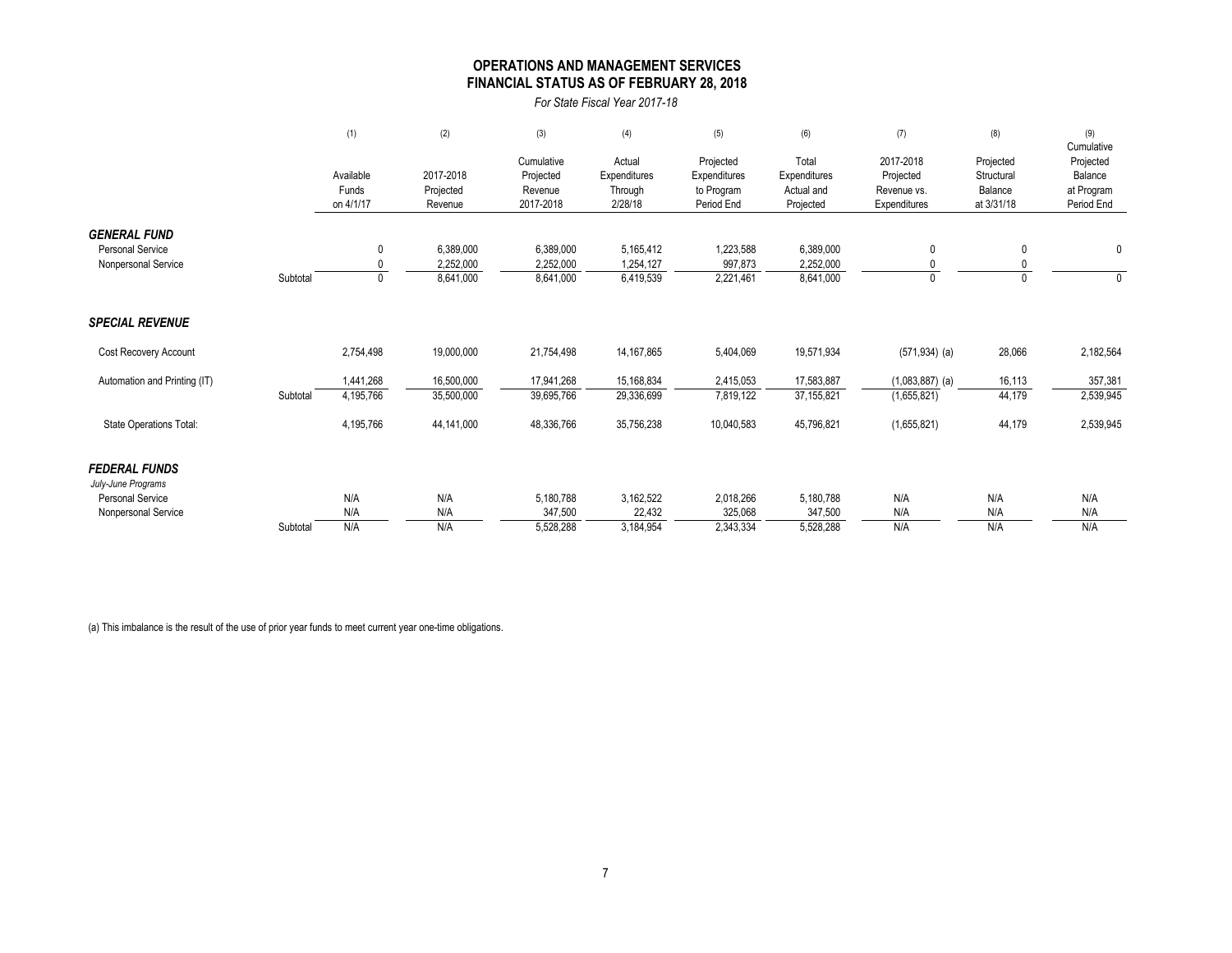## OPERATIONS AND MANAGEMENT SERVICES
## FINANCIAL STATUS AS OF FEBRUARY 28, 2018

*For State Fiscal Year 2017-18*

| | | (1) Available Funds on 4/1/17 | (2) 2017-2018 Projected Revenue | (3) Cumulative Projected Revenue 2017-2018 | (4) Actual Expenditures Through 2/28/18 | (5) Projected Expenditures to Program Period End | (6) Total Expenditures Actual and Projected | (7) 2017-2018 Projected Revenue vs. Expenditures | (8) Projected Structural Balance at 3/31/18 | (9) Cumulative Projected Balance at Program Period End |
|---|---|---|---|---|---|---|---|---|---|---|
| ***GENERAL FUND*** | | | | | | | | | | |
| Personal Service | | 0 | 6,389,000 | 6,389,000 | 5,165,412 | 1,223,588 | 6,389,000 | 0 | 0 | 0 |
| Nonpersonal Service | | 0 | 2,252,000 | 2,252,000 | 1,254,127 | 997,873 | 2,252,000 | 0 | 0 | |
| | Subtotal | 0 | 8,641,000 | 8,641,000 | 6,419,539 | 2,221,461 | 8,641,000 | 0 | 0 | 0 |
| ***SPECIAL REVENUE*** | | | | | | | | | | |
| Cost Recovery Account | | 2,754,498 | 19,000,000 | 21,754,498 | 14,167,865 | 5,404,069 | 19,571,934 | (571,934) (a) | 28,066 | 2,182,564 |
| Automation and Printing (IT) | | 1,441,268 | 16,500,000 | 17,941,268 | 15,168,834 | 2,415,053 | 17,583,887 | (1,083,887) (a) | 16,113 | 357,381 |
| | Subtotal | 4,195,766 | 35,500,000 | 39,695,766 | 29,336,699 | 7,819,122 | 37,155,821 | (1,655,821) | 44,179 | 2,539,945 |
| State Operations Total: | | 4,195,766 | 44,141,000 | 48,336,766 | 35,756,238 | 10,040,583 | 45,796,821 | (1,655,821) | 44,179 | 2,539,945 |
| ***FEDERAL FUNDS*** | | | | | | | | | | |
| *July-June Programs* | | | | | | | | | | |
| Personal Service | | N/A | N/A | 5,180,788 | 3,162,522 | 2,018,266 | 5,180,788 | N/A | N/A | N/A |
| Nonpersonal Service | | N/A | N/A | 347,500 | 22,432 | 325,068 | 347,500 | N/A | N/A | N/A |
| | Subtotal | N/A | N/A | 5,528,288 | 3,184,954 | 2,343,334 | 5,528,288 | N/A | N/A | N/A |

(a) This imbalance is the result of the use of prior year funds to meet current year one-time obligations.